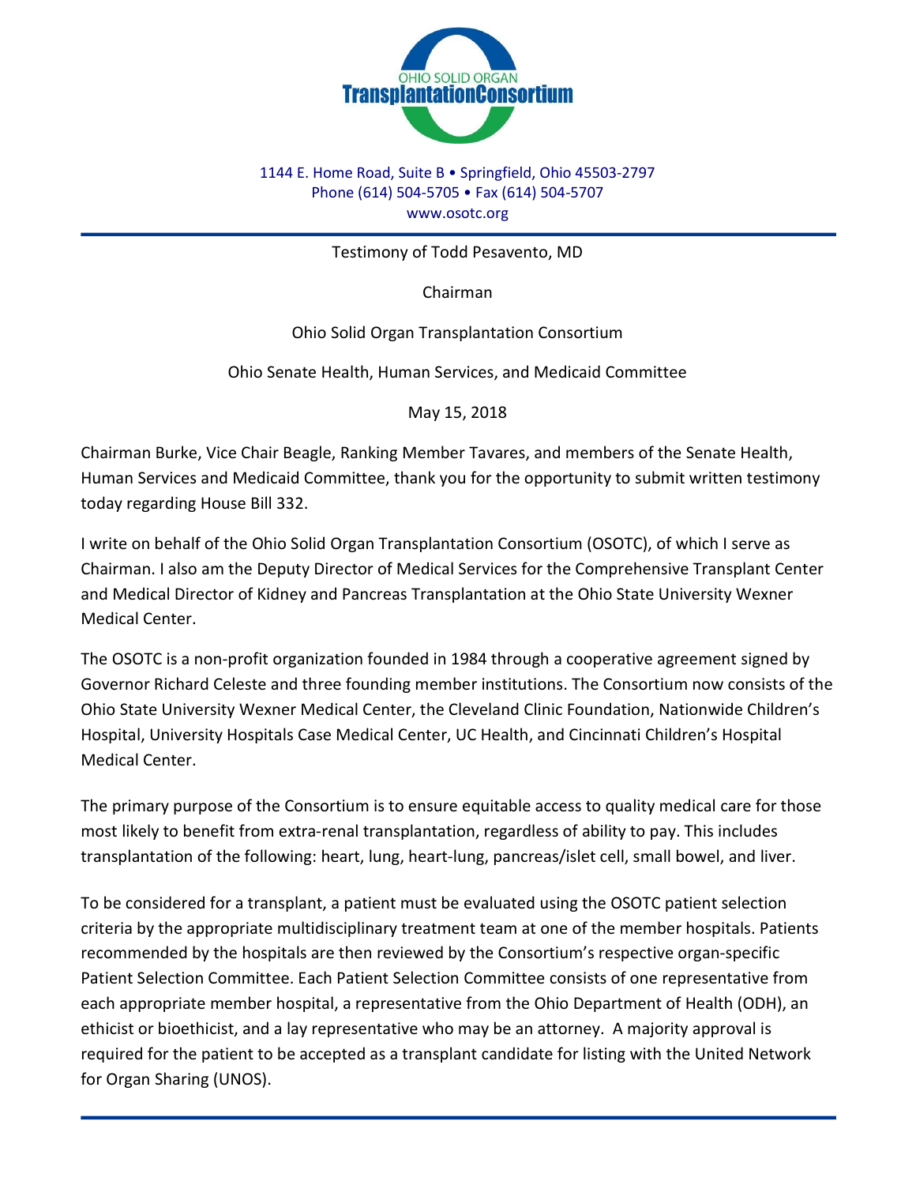OHIO SOLID ORGAN
**TransplantationConsortium**

1144 E. Home Road, Suite B • Springfield, Ohio 45503-2797
Phone (614) 504-5705 • Fax (614) 504-5707
www.osotc.org

Testimony of Todd Pesavento, MD

Chairman

Ohio Solid Organ Transplantation Consortium

Ohio Senate Health, Human Services, and Medicaid Committee

May 15, 2018

Chairman Burke, Vice Chair Beagle, Ranking Member Tavares, and members of the Senate Health, Human Services and Medicaid Committee, thank you for the opportunity to submit written testimony today regarding House Bill 332.

I write on behalf of the Ohio Solid Organ Transplantation Consortium (OSOTC), of which I serve as Chairman. I also am the Deputy Director of Medical Services for the Comprehensive Transplant Center and Medical Director of Kidney and Pancreas Transplantation at the Ohio State University Wexner Medical Center.

The OSOTC is a non-profit organization founded in 1984 through a cooperative agreement signed by Governor Richard Celeste and three founding member institutions. The Consortium now consists of the Ohio State University Wexner Medical Center, the Cleveland Clinic Foundation, Nationwide Children's Hospital, University Hospitals Case Medical Center, UC Health, and Cincinnati Children's Hospital Medical Center.

The primary purpose of the Consortium is to ensure equitable access to quality medical care for those most likely to benefit from extra-renal transplantation, regardless of ability to pay. This includes transplantation of the following: heart, lung, heart-lung, pancreas/islet cell, small bowel, and liver.

To be considered for a transplant, a patient must be evaluated using the OSOTC patient selection criteria by the appropriate multidisciplinary treatment team at one of the member hospitals. Patients recommended by the hospitals are then reviewed by the Consortium's respective organ-specific Patient Selection Committee. Each Patient Selection Committee consists of one representative from each appropriate member hospital, a representative from the Ohio Department of Health (ODH), an ethicist or bioethicist, and a lay representative who may be an attorney. A majority approval is required for the patient to be accepted as a transplant candidate for listing with the United Network for Organ Sharing (UNOS).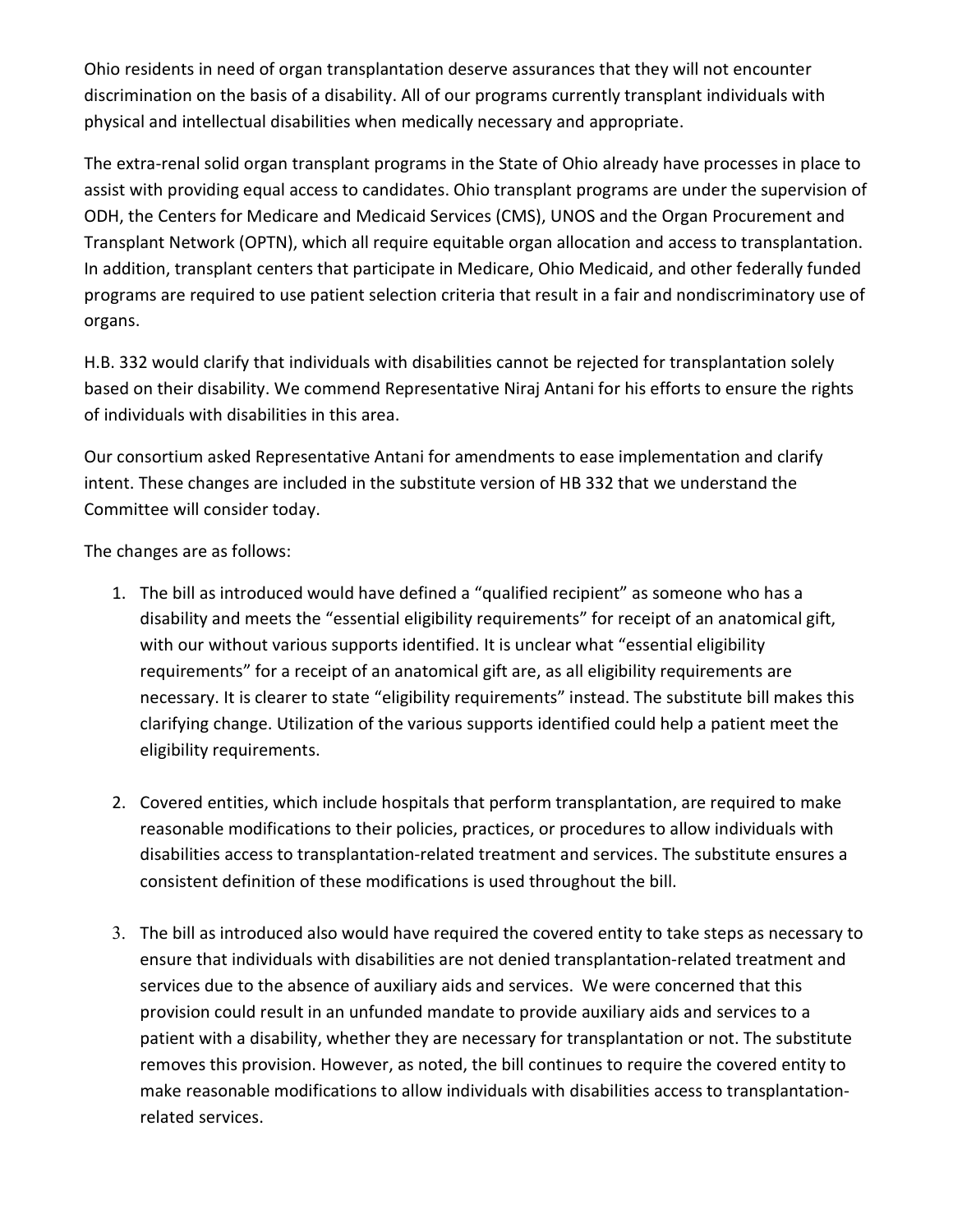Ohio residents in need of organ transplantation deserve assurances that they will not encounter discrimination on the basis of a disability. All of our programs currently transplant individuals with physical and intellectual disabilities when medically necessary and appropriate.

The extra-renal solid organ transplant programs in the State of Ohio already have processes in place to assist with providing equal access to candidates. Ohio transplant programs are under the supervision of ODH, the Centers for Medicare and Medicaid Services (CMS), UNOS and the Organ Procurement and Transplant Network (OPTN), which all require equitable organ allocation and access to transplantation. In addition, transplant centers that participate in Medicare, Ohio Medicaid, and other federally funded programs are required to use patient selection criteria that result in a fair and nondiscriminatory use of organs.

H.B. 332 would clarify that individuals with disabilities cannot be rejected for transplantation solely based on their disability. We commend Representative Niraj Antani for his efforts to ensure the rights of individuals with disabilities in this area.

Our consortium asked Representative Antani for amendments to ease implementation and clarify intent. These changes are included in the substitute version of HB 332 that we understand the Committee will consider today.

The changes are as follows:

1. The bill as introduced would have defined a "qualified recipient" as someone who has a disability and meets the "essential eligibility requirements" for receipt of an anatomical gift, with our without various supports identified. It is unclear what "essential eligibility requirements" for a receipt of an anatomical gift are, as all eligibility requirements are necessary. It is clearer to state "eligibility requirements" instead. The substitute bill makes this clarifying change. Utilization of the various supports identified could help a patient meet the eligibility requirements.

2. Covered entities, which include hospitals that perform transplantation, are required to make reasonable modifications to their policies, practices, or procedures to allow individuals with disabilities access to transplantation-related treatment and services. The substitute ensures a consistent definition of these modifications is used throughout the bill.

3. The bill as introduced also would have required the covered entity to take steps as necessary to ensure that individuals with disabilities are not denied transplantation-related treatment and services due to the absence of auxiliary aids and services. We were concerned that this provision could result in an unfunded mandate to provide auxiliary aids and services to a patient with a disability, whether they are necessary for transplantation or not. The substitute removes this provision. However, as noted, the bill continues to require the covered entity to make reasonable modifications to allow individuals with disabilities access to transplantation-related services.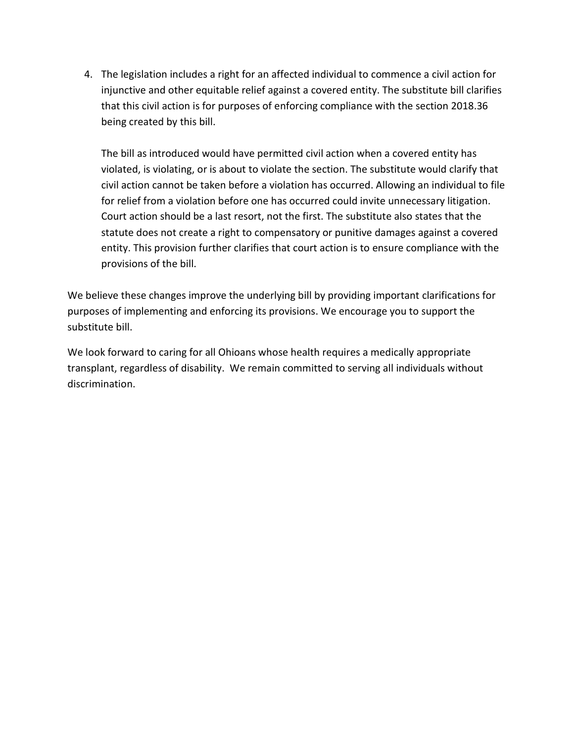4. The legislation includes a right for an affected individual to commence a civil action for injunctive and other equitable relief against a covered entity. The substitute bill clarifies that this civil action is for purposes of enforcing compliance with the section 2018.36 being created by this bill.

   The bill as introduced would have permitted civil action when a covered entity has violated, is violating, or is about to violate the section. The substitute would clarify that civil action cannot be taken before a violation has occurred. Allowing an individual to file for relief from a violation before one has occurred could invite unnecessary litigation. Court action should be a last resort, not the first. The substitute also states that the statute does not create a right to compensatory or punitive damages against a covered entity. This provision further clarifies that court action is to ensure compliance with the provisions of the bill.

We believe these changes improve the underlying bill by providing important clarifications for purposes of implementing and enforcing its provisions. We encourage you to support the substitute bill.

We look forward to caring for all Ohioans whose health requires a medically appropriate transplant, regardless of disability. We remain committed to serving all individuals without discrimination.